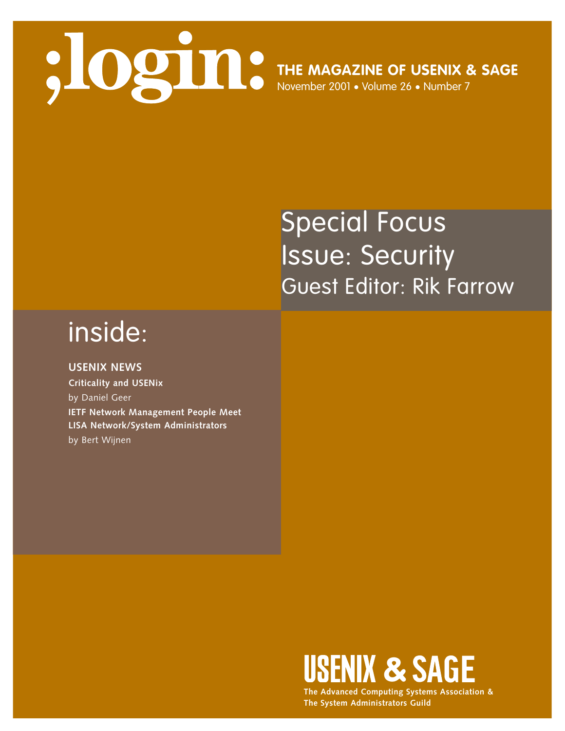# ;login:

**THE MAGAZINE OF USENIX & SAGE**

November 2001 • Volume 26 • Number 7

## Special Focus Issue: Security

### Guest Editor: Rik Farrow

## inside:

**USENIX NEWS**

**Criticality and USENix**
by Daniel Geer

**IETF Network Management People Meet LISA Network/System Administrators**
by Bert Wijnen

**USENIX & SAGE**

**The Advanced Computing Systems Association & The System Administrators Guild**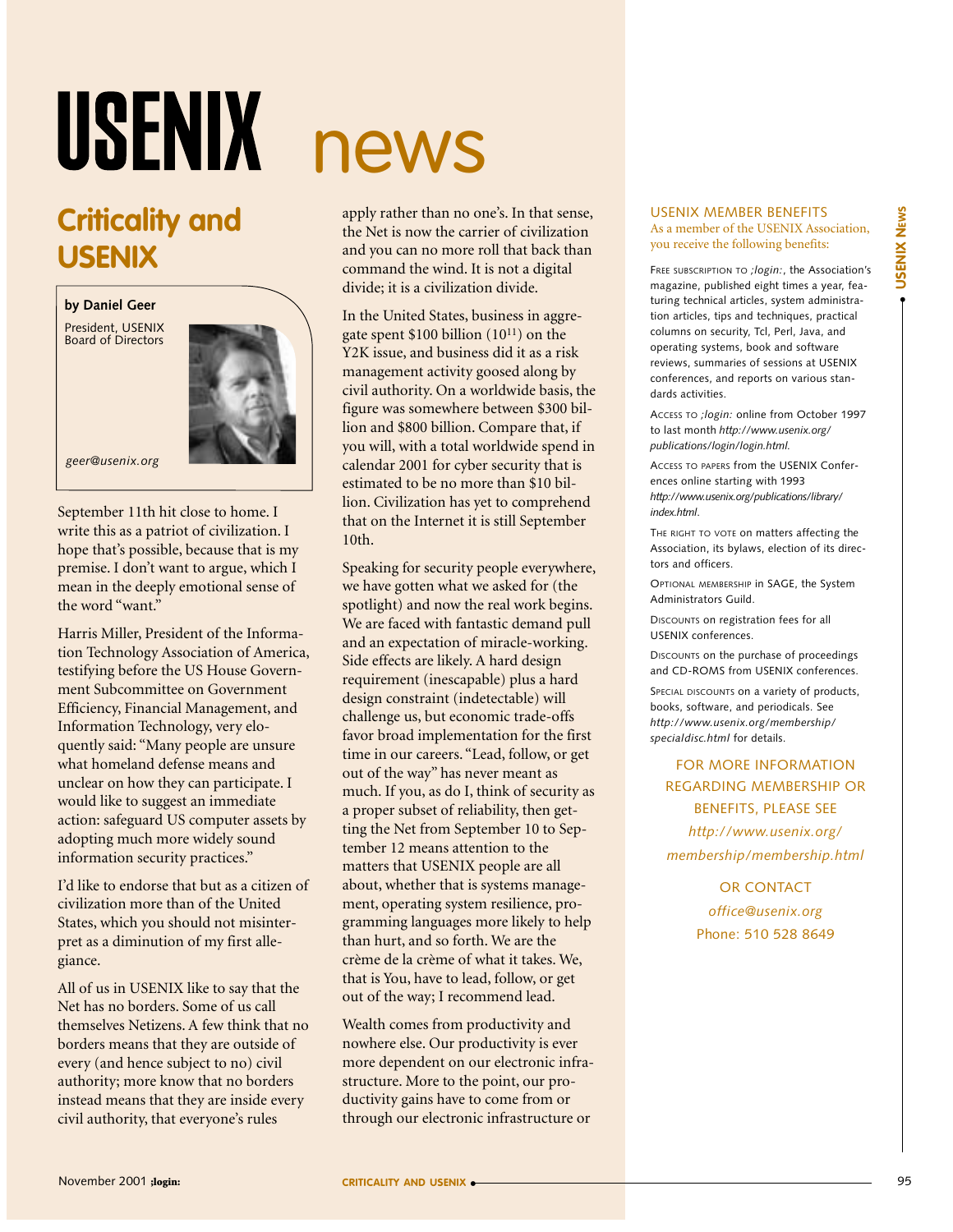# USENIX news

## Criticality and USENIX

**by Daniel Geer**

President, USENIX Board of Directors

*geer@usenix.org*

September 11th hit close to home. I write this as a patriot of civilization. I hope that's possible, because that is my premise. I don't want to argue, which I mean in the deeply emotional sense of the word "want."

Harris Miller, President of the Information Technology Association of America, testifying before the US House Government Subcommittee on Government Efficiency, Financial Management, and Information Technology, very eloquently said: "Many people are unsure what homeland defense means and unclear on how they can participate. I would like to suggest an immediate action: safeguard US computer assets by adopting much more widely sound information security practices."

I'd like to endorse that but as a citizen of civilization more than of the United States, which you should not misinterpret as a diminution of my first allegiance.

All of us in USENIX like to say that the Net has no borders. Some of us call themselves Netizens. A few think that no borders means that they are outside of every (and hence subject to no) civil authority; more know that no borders instead means that they are inside every civil authority, that everyone's rules apply rather than no one's. In that sense, the Net is now the carrier of civilization and you can no more roll that back than command the wind. It is not a digital divide; it is a civilization divide.

In the United States, business in aggregate spent $100 billion ($10^{11}$) on the Y2K issue, and business did it as a risk management activity goosed along by civil authority. On a worldwide basis, the figure was somewhere between $300 billion and $800 billion. Compare that, if you will, with a total worldwide spend in calendar 2001 for cyber security that is estimated to be no more than $10 billion. Civilization has yet to comprehend that on the Internet it is still September 10th.

Speaking for security people everywhere, we have gotten what we asked for (the spotlight) and now the real work begins. We are faced with fantastic demand pull and an expectation of miracle-working. Side effects are likely. A hard design requirement (inescapable) plus a hard design constraint (indetectable) will challenge us, but economic trade-offs favor broad implementation for the first time in our careers. "Lead, follow, or get out of the way" has never meant as much. If you, as do I, think of security as a proper subset of reliability, then getting the Net from September 10 to September 12 means attention to the matters that USENIX people are all about, whether that is systems management, operating system resilience, programming languages more likely to help than hurt, and so forth. We are the crème de la crème of what it takes. We, that is You, have to lead, follow, or get out of the way; I recommend lead.

Wealth comes from productivity and nowhere else. Our productivity is ever more dependent on our electronic infrastructure. More to the point, our productivity gains have to come from or through our electronic infrastructure or

---

### USENIX MEMBER BENEFITS

As a member of the USENIX Association, you receive the following benefits:

FREE SUBSCRIPTION TO *;login:*, the Association's magazine, published eight times a year, featuring technical articles, system administration articles, tips and techniques, practical columns on security, Tcl, Perl, Java, and operating systems, book and software reviews, summaries of sessions at USENIX conferences, and reports on various standards activities.

ACCESS TO *;login:* online from October 1997 to last month *http://www.usenix.org/publications/login/login.html.*

ACCESS TO PAPERS from the USENIX Conferences online starting with 1993 *http://www.usenix.org/publications/library/index.html.*

THE RIGHT TO VOTE on matters affecting the Association, its bylaws, election of its directors and officers.

OPTIONAL MEMBERSHIP in SAGE, the System Administrators Guild.

DISCOUNTS on registration fees for all USENIX conferences.

DISCOUNTS on the purchase of proceedings and CD-ROMS from USENIX conferences.

SPECIAL DISCOUNTS on a variety of products, books, software, and periodicals. See *http://www.usenix.org/membership/specialdisc.html* for details.

FOR MORE INFORMATION REGARDING MEMBERSHIP OR BENEFITS, PLEASE SEE *http://www.usenix.org/membership/membership.html*

OR CONTACT *office@usenix.org* Phone: 510 528 8649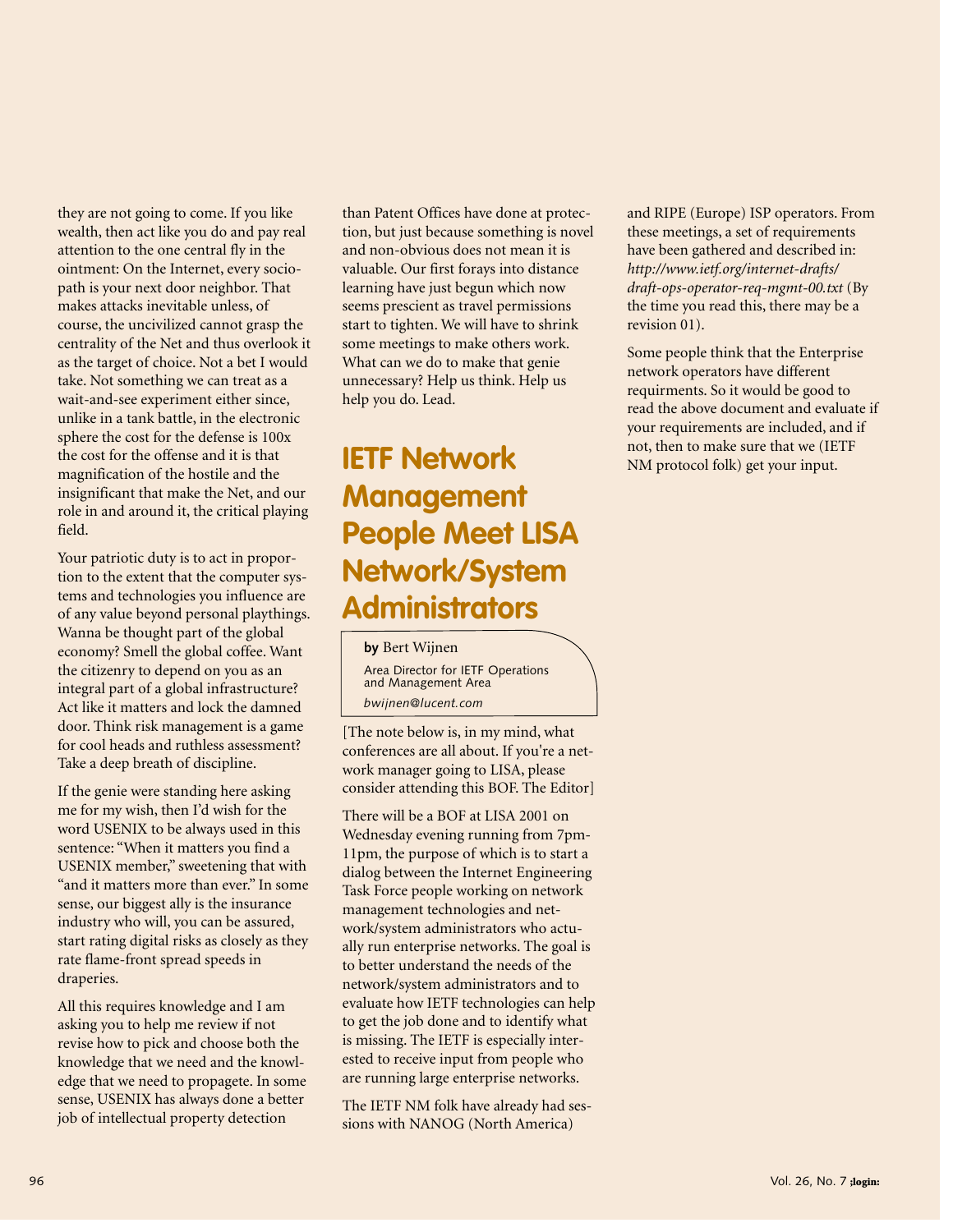they are not going to come. If you like wealth, then act like you do and pay real attention to the one central fly in the ointment: On the Internet, every sociopath is your next door neighbor. That makes attacks inevitable unless, of course, the uncivilized cannot grasp the centrality of the Net and thus overlook it as the target of choice. Not a bet I would take. Not something we can treat as a wait-and-see experiment either since, unlike in a tank battle, in the electronic sphere the cost for the defense is 100x the cost for the offense and it is that magnification of the hostile and the insignificant that make the Net, and our role in and around it, the critical playing field.

Your patriotic duty is to act in proportion to the extent that the computer systems and technologies you influence are of any value beyond personal playthings. Wanna be thought part of the global economy? Smell the global coffee. Want the citizenry to depend on you as an integral part of a global infrastructure? Act like it matters and lock the damned door. Think risk management is a game for cool heads and ruthless assessment? Take a deep breath of discipline.

If the genie were standing here asking me for my wish, then I'd wish for the word USENIX to be always used in this sentence: "When it matters you find a USENIX member," sweetening that with "and it matters more than ever." In some sense, our biggest ally is the insurance industry who will, you can be assured, start rating digital risks as closely as they rate flame-front spread speeds in draperies.

All this requires knowledge and I am asking you to help me review if not revise how to pick and choose both the knowledge that we need and the knowledge that we need to propagete. In some sense, USENIX has always done a better job of intellectual property detection than Patent Offices have done at protection, but just because something is novel and non-obvious does not mean it is valuable. Our first forays into distance learning have just begun which now seems prescient as travel permissions start to tighten. We will have to shrink some meetings to make others work. What can we do to make that genie unnecessary? Help us think. Help us help you do. Lead.

# IETF Network Management People Meet LISA Network/System Administrators

**by** Bert Wijnen

Area Director for IETF Operations and Management Area

*bwijnen@lucent.com*

[The note below is, in my mind, what conferences are all about. If you're a network manager going to LISA, please consider attending this BOF. The Editor]

There will be a BOF at LISA 2001 on Wednesday evening running from 7pm-11pm, the purpose of which is to start a dialog between the Internet Engineering Task Force people working on network management technologies and network/system administrators who actually run enterprise networks. The goal is to better understand the needs of the network/system administrators and to evaluate how IETF technologies can help to get the job done and to identify what is missing. The IETF is especially interested to receive input from people who are running large enterprise networks.

The IETF NM folk have already had sessions with NANOG (North America) and RIPE (Europe) ISP operators. From these meetings, a set of requirements have been gathered and described in: *http://www.ietf.org/internet-drafts/draft-ops-operator-req-mgmt-00.txt* (By the time you read this, there may be a revision 01).

Some people think that the Enterprise network operators have different requirments. So it would be good to read the above document and evaluate if your requirements are included, and if not, then to make sure that we (IETF NM protocol folk) get your input.